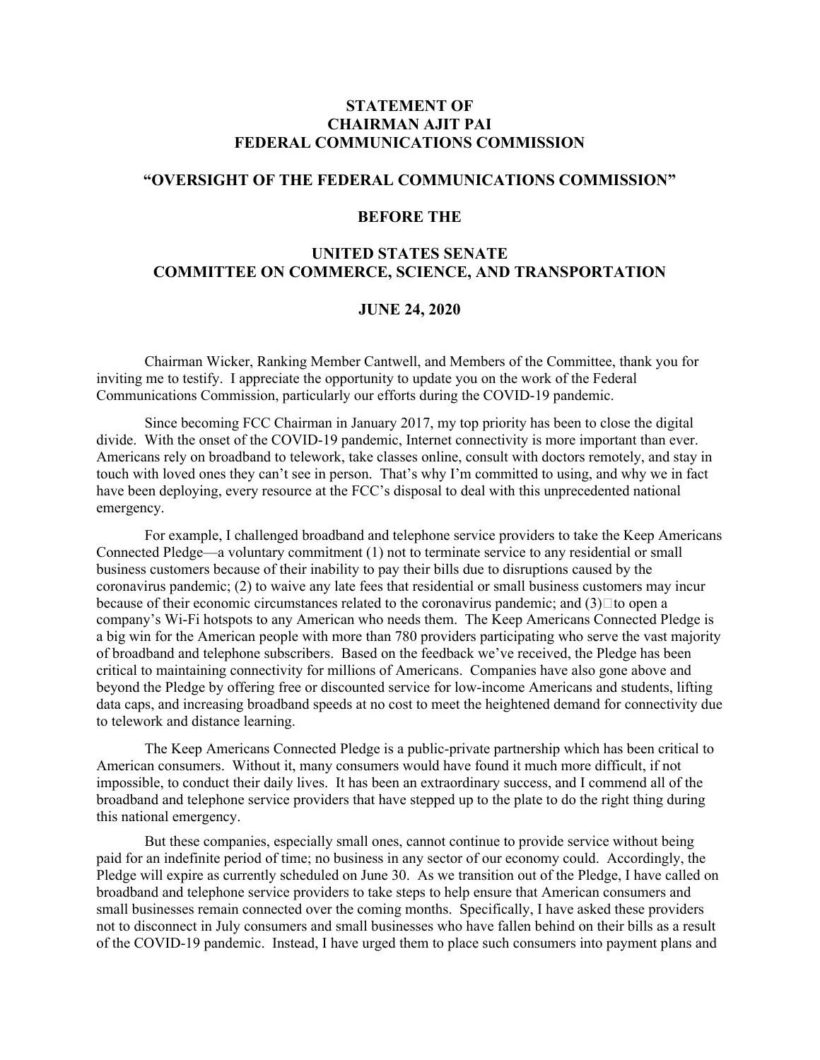**STATEMENT OF**
**CHAIRMAN AJIT PAI**
**FEDERAL COMMUNICATIONS COMMISSION**

**"OVERSIGHT OF THE FEDERAL COMMUNICATIONS COMMISSION"**

**BEFORE THE**

**UNITED STATES SENATE**
**COMMITTEE ON COMMERCE, SCIENCE, AND TRANSPORTATION**

**JUNE 24, 2020**

Chairman Wicker, Ranking Member Cantwell, and Members of the Committee, thank you for inviting me to testify. I appreciate the opportunity to update you on the work of the Federal Communications Commission, particularly our efforts during the COVID-19 pandemic.

Since becoming FCC Chairman in January 2017, my top priority has been to close the digital divide. With the onset of the COVID-19 pandemic, Internet connectivity is more important than ever. Americans rely on broadband to telework, take classes online, consult with doctors remotely, and stay in touch with loved ones they can't see in person. That's why I'm committed to using, and why we in fact have been deploying, every resource at the FCC's disposal to deal with this unprecedented national emergency.

For example, I challenged broadband and telephone service providers to take the Keep Americans Connected Pledge—a voluntary commitment (1) not to terminate service to any residential or small business customers because of their inability to pay their bills due to disruptions caused by the coronavirus pandemic; (2) to waive any late fees that residential or small business customers may incur because of their economic circumstances related to the coronavirus pandemic; and (3) to open a company's Wi-Fi hotspots to any American who needs them. The Keep Americans Connected Pledge is a big win for the American people with more than 780 providers participating who serve the vast majority of broadband and telephone subscribers. Based on the feedback we've received, the Pledge has been critical to maintaining connectivity for millions of Americans. Companies have also gone above and beyond the Pledge by offering free or discounted service for low-income Americans and students, lifting data caps, and increasing broadband speeds at no cost to meet the heightened demand for connectivity due to telework and distance learning.

The Keep Americans Connected Pledge is a public-private partnership which has been critical to American consumers. Without it, many consumers would have found it much more difficult, if not impossible, to conduct their daily lives. It has been an extraordinary success, and I commend all of the broadband and telephone service providers that have stepped up to the plate to do the right thing during this national emergency.

But these companies, especially small ones, cannot continue to provide service without being paid for an indefinite period of time; no business in any sector of our economy could. Accordingly, the Pledge will expire as currently scheduled on June 30. As we transition out of the Pledge, I have called on broadband and telephone service providers to take steps to help ensure that American consumers and small businesses remain connected over the coming months. Specifically, I have asked these providers not to disconnect in July consumers and small businesses who have fallen behind on their bills as a result of the COVID-19 pandemic. Instead, I have urged them to place such consumers into payment plans and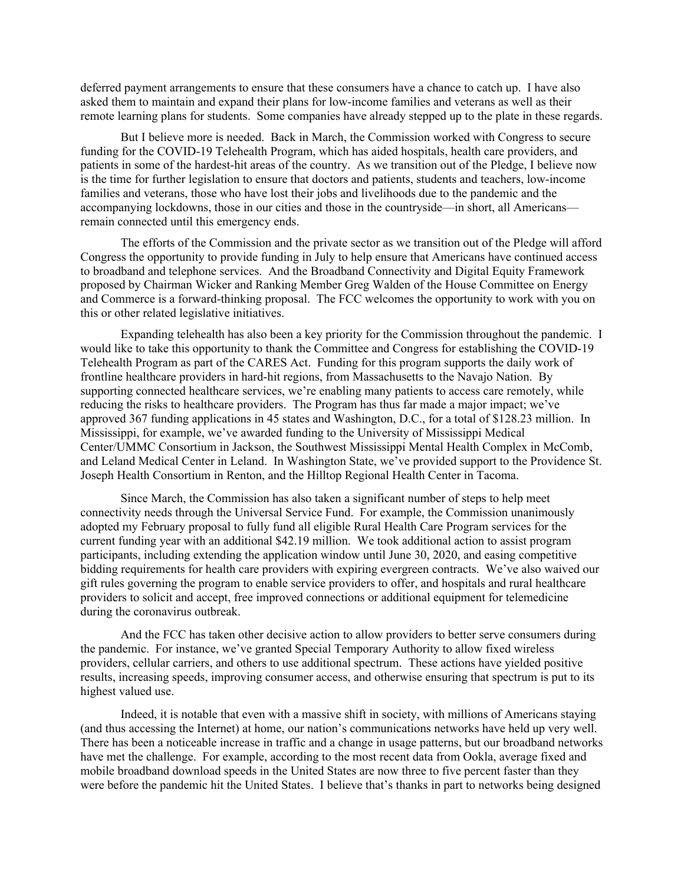deferred payment arrangements to ensure that these consumers have a chance to catch up. I have also asked them to maintain and expand their plans for low-income families and veterans as well as their remote learning plans for students. Some companies have already stepped up to the plate in these regards.

But I believe more is needed. Back in March, the Commission worked with Congress to secure funding for the COVID-19 Telehealth Program, which has aided hospitals, health care providers, and patients in some of the hardest-hit areas of the country. As we transition out of the Pledge, I believe now is the time for further legislation to ensure that doctors and patients, students and teachers, low-income families and veterans, those who have lost their jobs and livelihoods due to the pandemic and the accompanying lockdowns, those in our cities and those in the countryside—in short, all Americans—remain connected until this emergency ends.

The efforts of the Commission and the private sector as we transition out of the Pledge will afford Congress the opportunity to provide funding in July to help ensure that Americans have continued access to broadband and telephone services. And the Broadband Connectivity and Digital Equity Framework proposed by Chairman Wicker and Ranking Member Greg Walden of the House Committee on Energy and Commerce is a forward-thinking proposal. The FCC welcomes the opportunity to work with you on this or other related legislative initiatives.

Expanding telehealth has also been a key priority for the Commission throughout the pandemic. I would like to take this opportunity to thank the Committee and Congress for establishing the COVID-19 Telehealth Program as part of the CARES Act. Funding for this program supports the daily work of frontline healthcare providers in hard-hit regions, from Massachusetts to the Navajo Nation. By supporting connected healthcare services, we're enabling many patients to access care remotely, while reducing the risks to healthcare providers. The Program has thus far made a major impact; we've approved 367 funding applications in 45 states and Washington, D.C., for a total of $128.23 million. In Mississippi, for example, we've awarded funding to the University of Mississippi Medical Center/UMMC Consortium in Jackson, the Southwest Mississippi Mental Health Complex in McComb, and Leland Medical Center in Leland. In Washington State, we've provided support to the Providence St. Joseph Health Consortium in Renton, and the Hilltop Regional Health Center in Tacoma.

Since March, the Commission has also taken a significant number of steps to help meet connectivity needs through the Universal Service Fund. For example, the Commission unanimously adopted my February proposal to fully fund all eligible Rural Health Care Program services for the current funding year with an additional $42.19 million. We took additional action to assist program participants, including extending the application window until June 30, 2020, and easing competitive bidding requirements for health care providers with expiring evergreen contracts. We've also waived our gift rules governing the program to enable service providers to offer, and hospitals and rural healthcare providers to solicit and accept, free improved connections or additional equipment for telemedicine during the coronavirus outbreak.

And the FCC has taken other decisive action to allow providers to better serve consumers during the pandemic. For instance, we've granted Special Temporary Authority to allow fixed wireless providers, cellular carriers, and others to use additional spectrum. These actions have yielded positive results, increasing speeds, improving consumer access, and otherwise ensuring that spectrum is put to its highest valued use.

Indeed, it is notable that even with a massive shift in society, with millions of Americans staying (and thus accessing the Internet) at home, our nation's communications networks have held up very well. There has been a noticeable increase in traffic and a change in usage patterns, but our broadband networks have met the challenge. For example, according to the most recent data from Ookla, average fixed and mobile broadband download speeds in the United States are now three to five percent faster than they were before the pandemic hit the United States. I believe that's thanks in part to networks being designed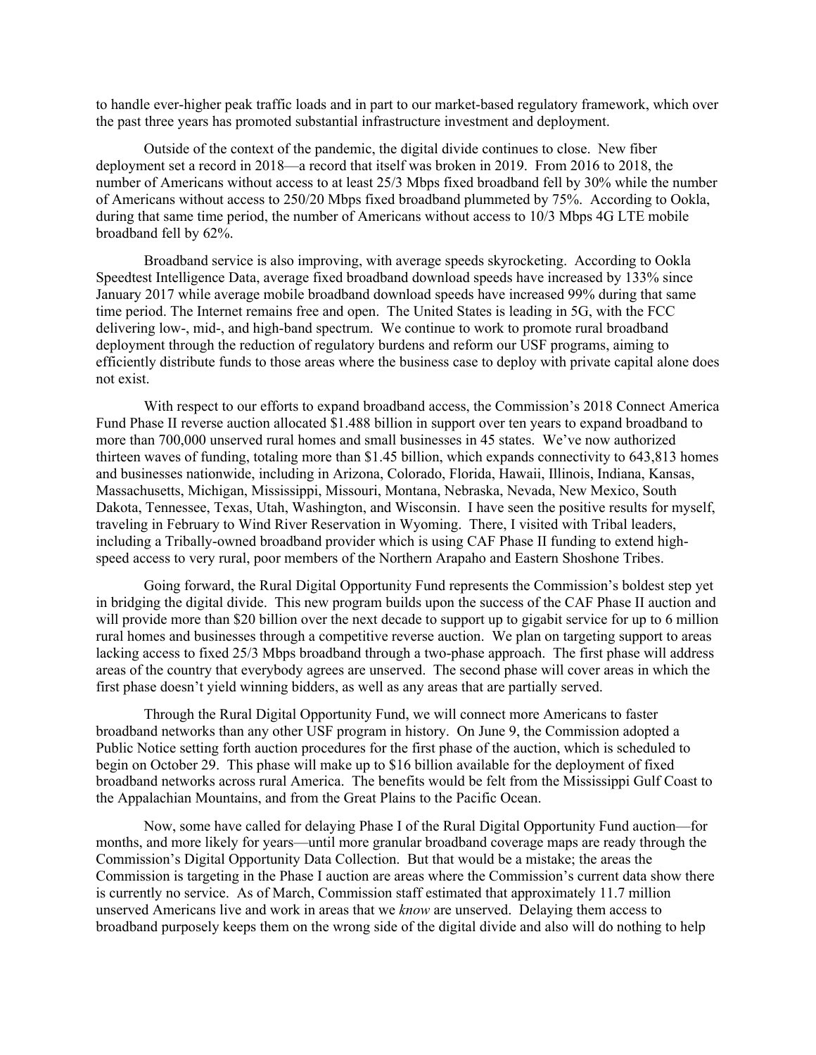to handle ever-higher peak traffic loads and in part to our market-based regulatory framework, which over the past three years has promoted substantial infrastructure investment and deployment.

Outside of the context of the pandemic, the digital divide continues to close. New fiber deployment set a record in 2018—a record that itself was broken in 2019. From 2016 to 2018, the number of Americans without access to at least 25/3 Mbps fixed broadband fell by 30% while the number of Americans without access to 250/20 Mbps fixed broadband plummeted by 75%. According to Ookla, during that same time period, the number of Americans without access to 10/3 Mbps 4G LTE mobile broadband fell by 62%.

Broadband service is also improving, with average speeds skyrocketing. According to Ookla Speedtest Intelligence Data, average fixed broadband download speeds have increased by 133% since January 2017 while average mobile broadband download speeds have increased 99% during that same time period. The Internet remains free and open. The United States is leading in 5G, with the FCC delivering low-, mid-, and high-band spectrum. We continue to work to promote rural broadband deployment through the reduction of regulatory burdens and reform our USF programs, aiming to efficiently distribute funds to those areas where the business case to deploy with private capital alone does not exist.

With respect to our efforts to expand broadband access, the Commission's 2018 Connect America Fund Phase II reverse auction allocated $1.488 billion in support over ten years to expand broadband to more than 700,000 unserved rural homes and small businesses in 45 states. We've now authorized thirteen waves of funding, totaling more than $1.45 billion, which expands connectivity to 643,813 homes and businesses nationwide, including in Arizona, Colorado, Florida, Hawaii, Illinois, Indiana, Kansas, Massachusetts, Michigan, Mississippi, Missouri, Montana, Nebraska, Nevada, New Mexico, South Dakota, Tennessee, Texas, Utah, Washington, and Wisconsin. I have seen the positive results for myself, traveling in February to Wind River Reservation in Wyoming. There, I visited with Tribal leaders, including a Tribally-owned broadband provider which is using CAF Phase II funding to extend high-speed access to very rural, poor members of the Northern Arapaho and Eastern Shoshone Tribes.

Going forward, the Rural Digital Opportunity Fund represents the Commission's boldest step yet in bridging the digital divide. This new program builds upon the success of the CAF Phase II auction and will provide more than $20 billion over the next decade to support up to gigabit service for up to 6 million rural homes and businesses through a competitive reverse auction. We plan on targeting support to areas lacking access to fixed 25/3 Mbps broadband through a two-phase approach. The first phase will address areas of the country that everybody agrees are unserved. The second phase will cover areas in which the first phase doesn't yield winning bidders, as well as any areas that are partially served.

Through the Rural Digital Opportunity Fund, we will connect more Americans to faster broadband networks than any other USF program in history. On June 9, the Commission adopted a Public Notice setting forth auction procedures for the first phase of the auction, which is scheduled to begin on October 29. This phase will make up to $16 billion available for the deployment of fixed broadband networks across rural America. The benefits would be felt from the Mississippi Gulf Coast to the Appalachian Mountains, and from the Great Plains to the Pacific Ocean.

Now, some have called for delaying Phase I of the Rural Digital Opportunity Fund auction—for months, and more likely for years—until more granular broadband coverage maps are ready through the Commission's Digital Opportunity Data Collection. But that would be a mistake; the areas the Commission is targeting in the Phase I auction are areas where the Commission's current data show there is currently no service. As of March, Commission staff estimated that approximately 11.7 million unserved Americans live and work in areas that we *know* are unserved. Delaying them access to broadband purposely keeps them on the wrong side of the digital divide and also will do nothing to help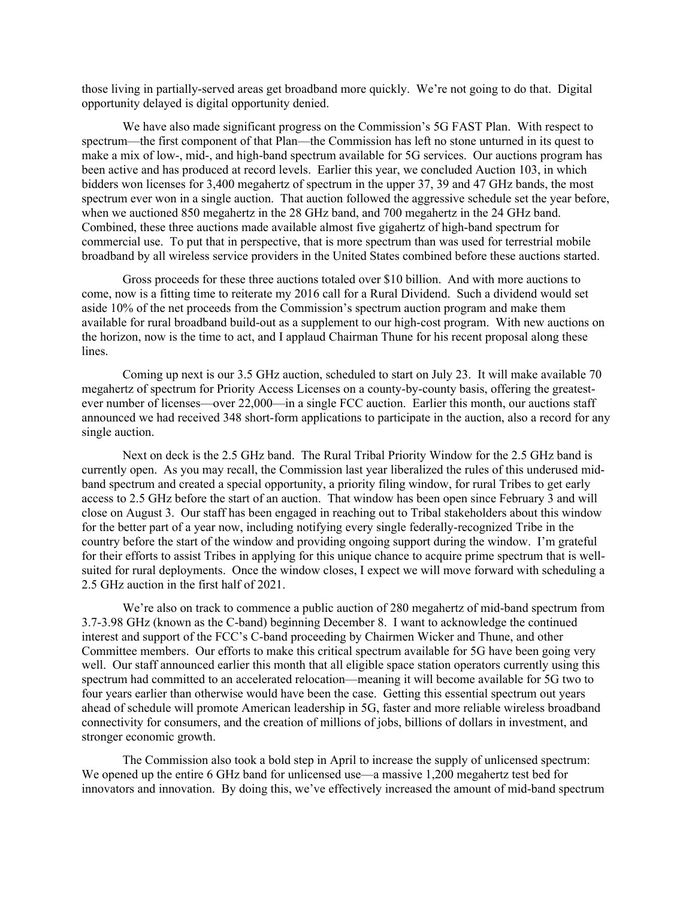those living in partially-served areas get broadband more quickly. We're not going to do that. Digital opportunity delayed is digital opportunity denied.

We have also made significant progress on the Commission's 5G FAST Plan. With respect to spectrum—the first component of that Plan—the Commission has left no stone unturned in its quest to make a mix of low-, mid-, and high-band spectrum available for 5G services. Our auctions program has been active and has produced at record levels. Earlier this year, we concluded Auction 103, in which bidders won licenses for 3,400 megahertz of spectrum in the upper 37, 39 and 47 GHz bands, the most spectrum ever won in a single auction. That auction followed the aggressive schedule set the year before, when we auctioned 850 megahertz in the 28 GHz band, and 700 megahertz in the 24 GHz band. Combined, these three auctions made available almost five gigahertz of high-band spectrum for commercial use. To put that in perspective, that is more spectrum than was used for terrestrial mobile broadband by all wireless service providers in the United States combined before these auctions started.

Gross proceeds for these three auctions totaled over $10 billion. And with more auctions to come, now is a fitting time to reiterate my 2016 call for a Rural Dividend. Such a dividend would set aside 10% of the net proceeds from the Commission's spectrum auction program and make them available for rural broadband build-out as a supplement to our high-cost program. With new auctions on the horizon, now is the time to act, and I applaud Chairman Thune for his recent proposal along these lines.

Coming up next is our 3.5 GHz auction, scheduled to start on July 23. It will make available 70 megahertz of spectrum for Priority Access Licenses on a county-by-county basis, offering the greatest-ever number of licenses—over 22,000—in a single FCC auction. Earlier this month, our auctions staff announced we had received 348 short-form applications to participate in the auction, also a record for any single auction.

Next on deck is the 2.5 GHz band. The Rural Tribal Priority Window for the 2.5 GHz band is currently open. As you may recall, the Commission last year liberalized the rules of this underused mid-band spectrum and created a special opportunity, a priority filing window, for rural Tribes to get early access to 2.5 GHz before the start of an auction. That window has been open since February 3 and will close on August 3. Our staff has been engaged in reaching out to Tribal stakeholders about this window for the better part of a year now, including notifying every single federally-recognized Tribe in the country before the start of the window and providing ongoing support during the window. I'm grateful for their efforts to assist Tribes in applying for this unique chance to acquire prime spectrum that is well-suited for rural deployments. Once the window closes, I expect we will move forward with scheduling a 2.5 GHz auction in the first half of 2021.

We're also on track to commence a public auction of 280 megahertz of mid-band spectrum from 3.7-3.98 GHz (known as the C-band) beginning December 8. I want to acknowledge the continued interest and support of the FCC's C-band proceeding by Chairmen Wicker and Thune, and other Committee members. Our efforts to make this critical spectrum available for 5G have been going very well. Our staff announced earlier this month that all eligible space station operators currently using this spectrum had committed to an accelerated relocation—meaning it will become available for 5G two to four years earlier than otherwise would have been the case. Getting this essential spectrum out years ahead of schedule will promote American leadership in 5G, faster and more reliable wireless broadband connectivity for consumers, and the creation of millions of jobs, billions of dollars in investment, and stronger economic growth.

The Commission also took a bold step in April to increase the supply of unlicensed spectrum: We opened up the entire 6 GHz band for unlicensed use—a massive 1,200 megahertz test bed for innovators and innovation. By doing this, we've effectively increased the amount of mid-band spectrum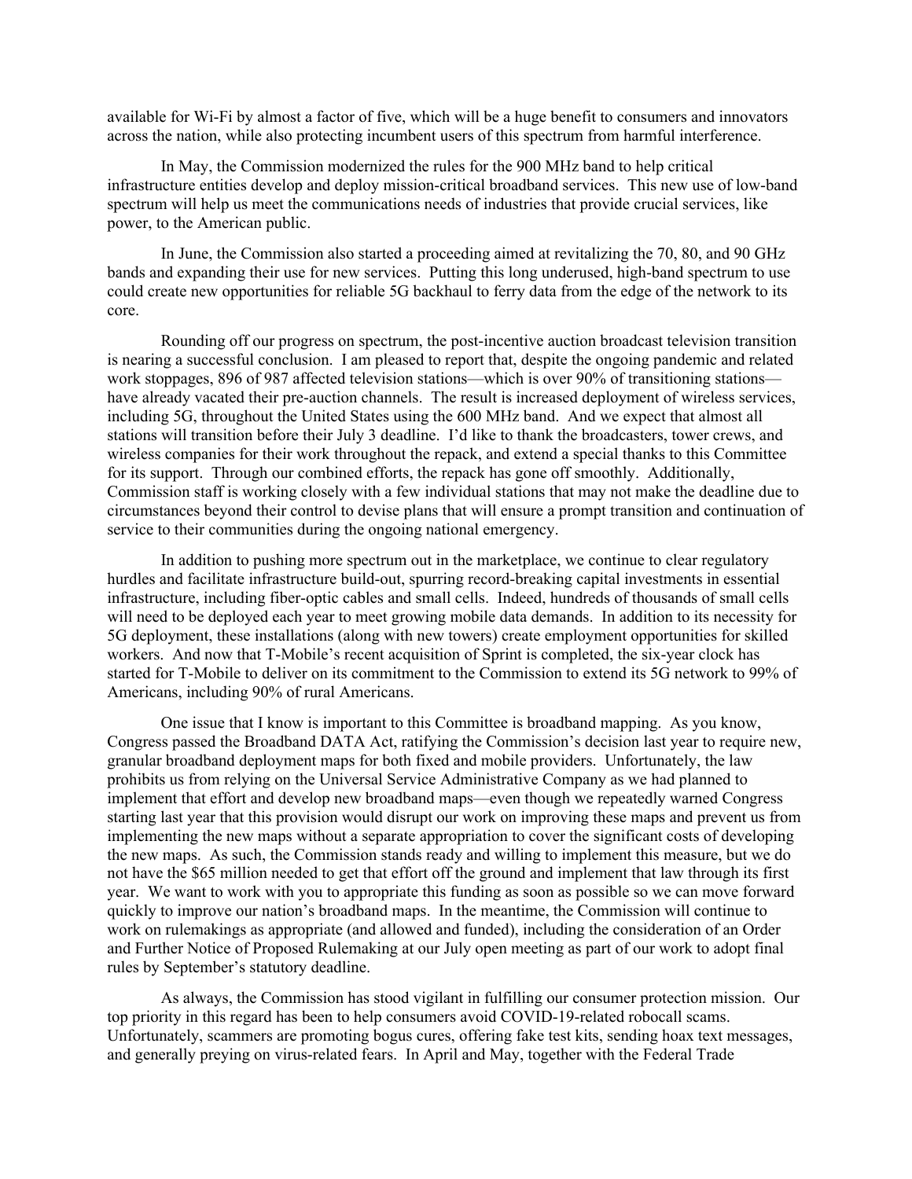available for Wi-Fi by almost a factor of five, which will be a huge benefit to consumers and innovators across the nation, while also protecting incumbent users of this spectrum from harmful interference.

In May, the Commission modernized the rules for the 900 MHz band to help critical infrastructure entities develop and deploy mission-critical broadband services. This new use of low-band spectrum will help us meet the communications needs of industries that provide crucial services, like power, to the American public.

In June, the Commission also started a proceeding aimed at revitalizing the 70, 80, and 90 GHz bands and expanding their use for new services. Putting this long underused, high-band spectrum to use could create new opportunities for reliable 5G backhaul to ferry data from the edge of the network to its core.

Rounding off our progress on spectrum, the post-incentive auction broadcast television transition is nearing a successful conclusion. I am pleased to report that, despite the ongoing pandemic and related work stoppages, 896 of 987 affected television stations—which is over 90% of transitioning stations—have already vacated their pre-auction channels. The result is increased deployment of wireless services, including 5G, throughout the United States using the 600 MHz band. And we expect that almost all stations will transition before their July 3 deadline. I'd like to thank the broadcasters, tower crews, and wireless companies for their work throughout the repack, and extend a special thanks to this Committee for its support. Through our combined efforts, the repack has gone off smoothly. Additionally, Commission staff is working closely with a few individual stations that may not make the deadline due to circumstances beyond their control to devise plans that will ensure a prompt transition and continuation of service to their communities during the ongoing national emergency.

In addition to pushing more spectrum out in the marketplace, we continue to clear regulatory hurdles and facilitate infrastructure build-out, spurring record-breaking capital investments in essential infrastructure, including fiber-optic cables and small cells. Indeed, hundreds of thousands of small cells will need to be deployed each year to meet growing mobile data demands. In addition to its necessity for 5G deployment, these installations (along with new towers) create employment opportunities for skilled workers. And now that T-Mobile's recent acquisition of Sprint is completed, the six-year clock has started for T-Mobile to deliver on its commitment to the Commission to extend its 5G network to 99% of Americans, including 90% of rural Americans.

One issue that I know is important to this Committee is broadband mapping. As you know, Congress passed the Broadband DATA Act, ratifying the Commission's decision last year to require new, granular broadband deployment maps for both fixed and mobile providers. Unfortunately, the law prohibits us from relying on the Universal Service Administrative Company as we had planned to implement that effort and develop new broadband maps—even though we repeatedly warned Congress starting last year that this provision would disrupt our work on improving these maps and prevent us from implementing the new maps without a separate appropriation to cover the significant costs of developing the new maps. As such, the Commission stands ready and willing to implement this measure, but we do not have the $65 million needed to get that effort off the ground and implement that law through its first year. We want to work with you to appropriate this funding as soon as possible so we can move forward quickly to improve our nation's broadband maps. In the meantime, the Commission will continue to work on rulemakings as appropriate (and allowed and funded), including the consideration of an Order and Further Notice of Proposed Rulemaking at our July open meeting as part of our work to adopt final rules by September's statutory deadline.

As always, the Commission has stood vigilant in fulfilling our consumer protection mission. Our top priority in this regard has been to help consumers avoid COVID-19-related robocall scams. Unfortunately, scammers are promoting bogus cures, offering fake test kits, sending hoax text messages, and generally preying on virus-related fears. In April and May, together with the Federal Trade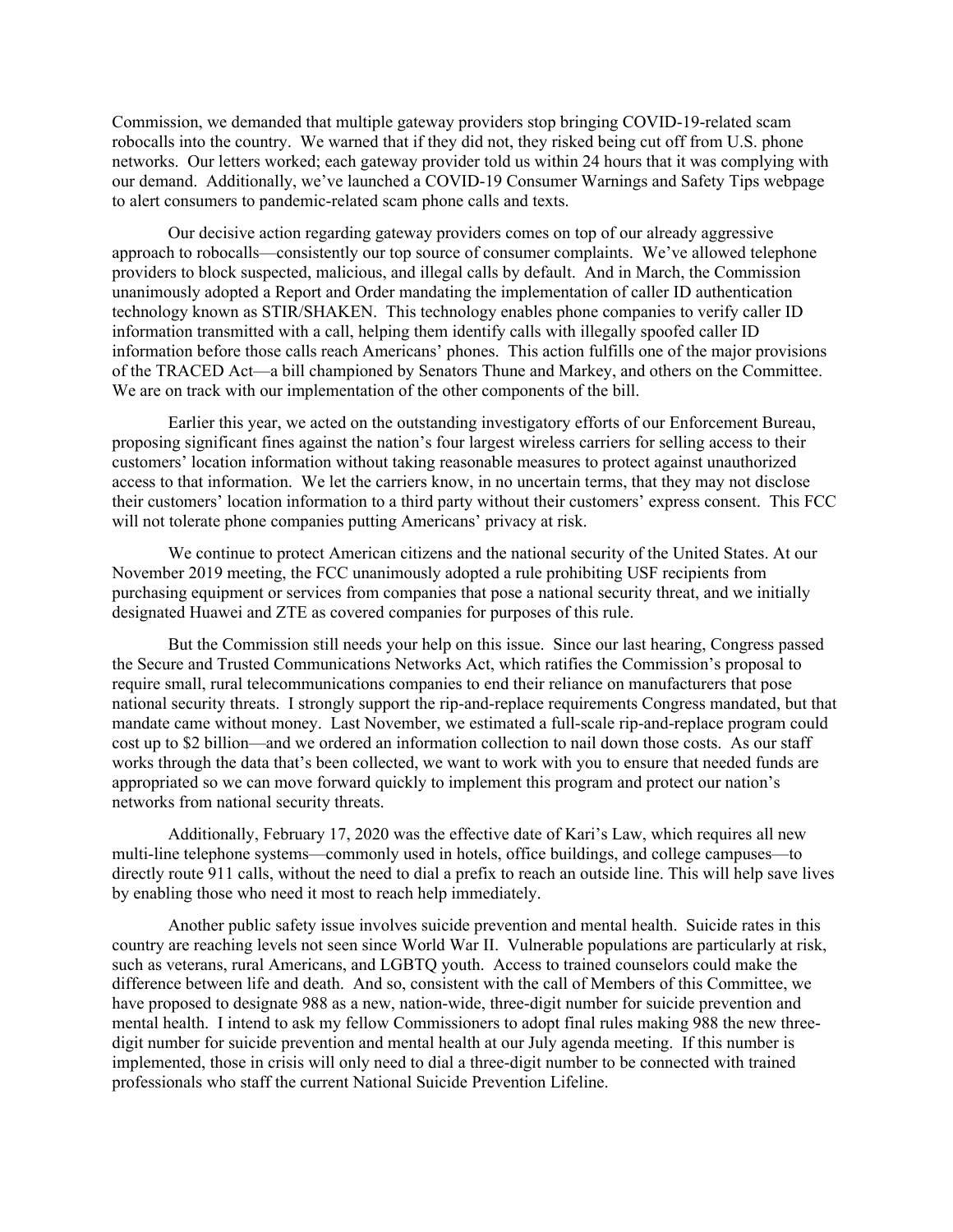Commission, we demanded that multiple gateway providers stop bringing COVID-19-related scam robocalls into the country. We warned that if they did not, they risked being cut off from U.S. phone networks. Our letters worked; each gateway provider told us within 24 hours that it was complying with our demand. Additionally, we've launched a COVID-19 Consumer Warnings and Safety Tips webpage to alert consumers to pandemic-related scam phone calls and texts.

Our decisive action regarding gateway providers comes on top of our already aggressive approach to robocalls—consistently our top source of consumer complaints. We've allowed telephone providers to block suspected, malicious, and illegal calls by default. And in March, the Commission unanimously adopted a Report and Order mandating the implementation of caller ID authentication technology known as STIR/SHAKEN. This technology enables phone companies to verify caller ID information transmitted with a call, helping them identify calls with illegally spoofed caller ID information before those calls reach Americans' phones. This action fulfills one of the major provisions of the TRACED Act—a bill championed by Senators Thune and Markey, and others on the Committee. We are on track with our implementation of the other components of the bill.

Earlier this year, we acted on the outstanding investigatory efforts of our Enforcement Bureau, proposing significant fines against the nation's four largest wireless carriers for selling access to their customers' location information without taking reasonable measures to protect against unauthorized access to that information. We let the carriers know, in no uncertain terms, that they may not disclose their customers' location information to a third party without their customers' express consent. This FCC will not tolerate phone companies putting Americans' privacy at risk.

We continue to protect American citizens and the national security of the United States. At our November 2019 meeting, the FCC unanimously adopted a rule prohibiting USF recipients from purchasing equipment or services from companies that pose a national security threat, and we initially designated Huawei and ZTE as covered companies for purposes of this rule.

But the Commission still needs your help on this issue. Since our last hearing, Congress passed the Secure and Trusted Communications Networks Act, which ratifies the Commission's proposal to require small, rural telecommunications companies to end their reliance on manufacturers that pose national security threats. I strongly support the rip-and-replace requirements Congress mandated, but that mandate came without money. Last November, we estimated a full-scale rip-and-replace program could cost up to $2 billion—and we ordered an information collection to nail down those costs. As our staff works through the data that's been collected, we want to work with you to ensure that needed funds are appropriated so we can move forward quickly to implement this program and protect our nation's networks from national security threats.

Additionally, February 17, 2020 was the effective date of Kari's Law, which requires all new multi-line telephone systems—commonly used in hotels, office buildings, and college campuses—to directly route 911 calls, without the need to dial a prefix to reach an outside line. This will help save lives by enabling those who need it most to reach help immediately.

Another public safety issue involves suicide prevention and mental health. Suicide rates in this country are reaching levels not seen since World War II. Vulnerable populations are particularly at risk, such as veterans, rural Americans, and LGBTQ youth. Access to trained counselors could make the difference between life and death. And so, consistent with the call of Members of this Committee, we have proposed to designate 988 as a new, nation-wide, three-digit number for suicide prevention and mental health. I intend to ask my fellow Commissioners to adopt final rules making 988 the new three-digit number for suicide prevention and mental health at our July agenda meeting. If this number is implemented, those in crisis will only need to dial a three-digit number to be connected with trained professionals who staff the current National Suicide Prevention Lifeline.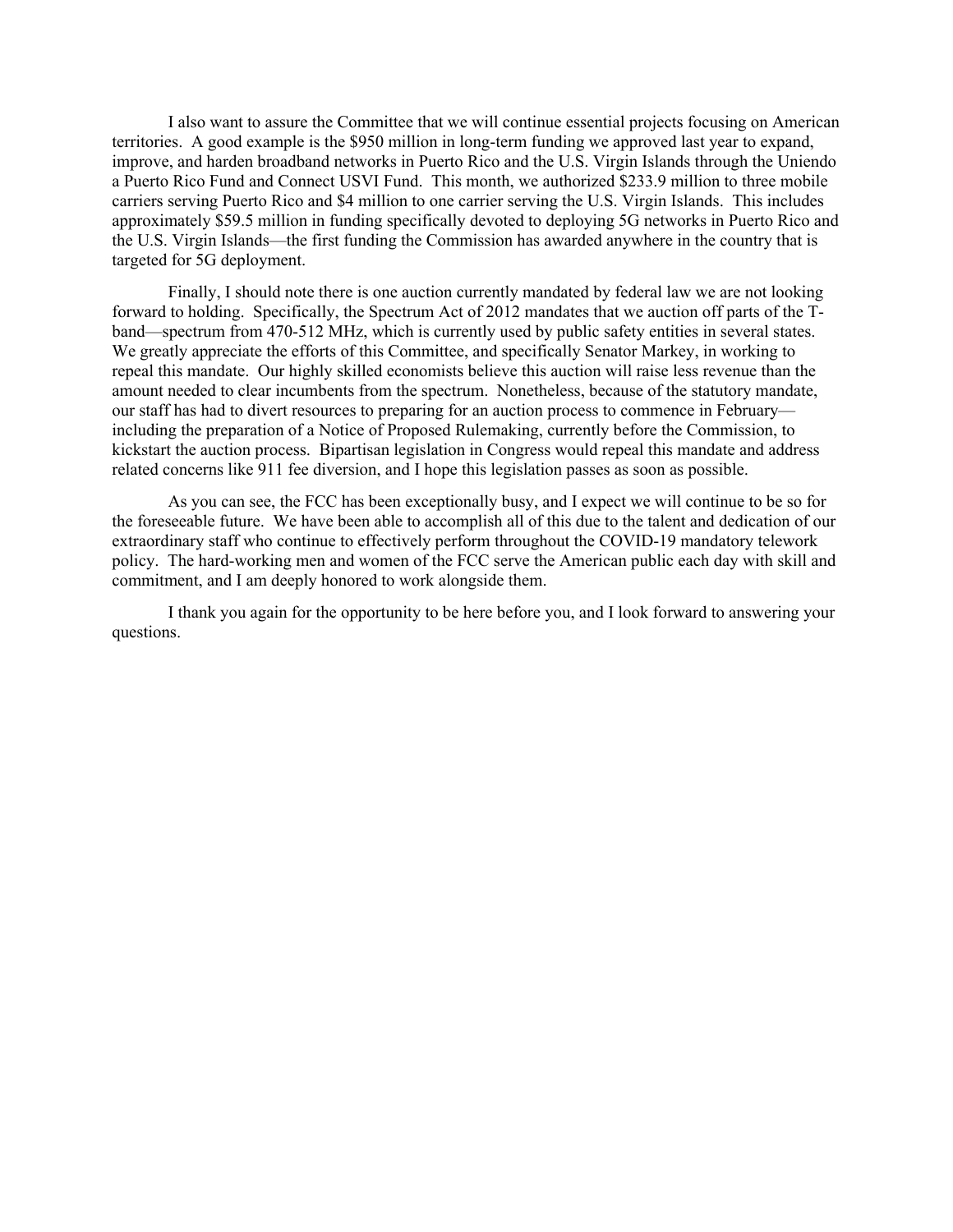I also want to assure the Committee that we will continue essential projects focusing on American territories. A good example is the $950 million in long-term funding we approved last year to expand, improve, and harden broadband networks in Puerto Rico and the U.S. Virgin Islands through the Uniendo a Puerto Rico Fund and Connect USVI Fund. This month, we authorized $233.9 million to three mobile carriers serving Puerto Rico and $4 million to one carrier serving the U.S. Virgin Islands. This includes approximately $59.5 million in funding specifically devoted to deploying 5G networks in Puerto Rico and the U.S. Virgin Islands—the first funding the Commission has awarded anywhere in the country that is targeted for 5G deployment.

Finally, I should note there is one auction currently mandated by federal law we are not looking forward to holding. Specifically, the Spectrum Act of 2012 mandates that we auction off parts of the T-band—spectrum from 470-512 MHz, which is currently used by public safety entities in several states. We greatly appreciate the efforts of this Committee, and specifically Senator Markey, in working to repeal this mandate. Our highly skilled economists believe this auction will raise less revenue than the amount needed to clear incumbents from the spectrum. Nonetheless, because of the statutory mandate, our staff has had to divert resources to preparing for an auction process to commence in February—including the preparation of a Notice of Proposed Rulemaking, currently before the Commission, to kickstart the auction process. Bipartisan legislation in Congress would repeal this mandate and address related concerns like 911 fee diversion, and I hope this legislation passes as soon as possible.

As you can see, the FCC has been exceptionally busy, and I expect we will continue to be so for the foreseeable future. We have been able to accomplish all of this due to the talent and dedication of our extraordinary staff who continue to effectively perform throughout the COVID-19 mandatory telework policy. The hard-working men and women of the FCC serve the American public each day with skill and commitment, and I am deeply honored to work alongside them.

I thank you again for the opportunity to be here before you, and I look forward to answering your questions.